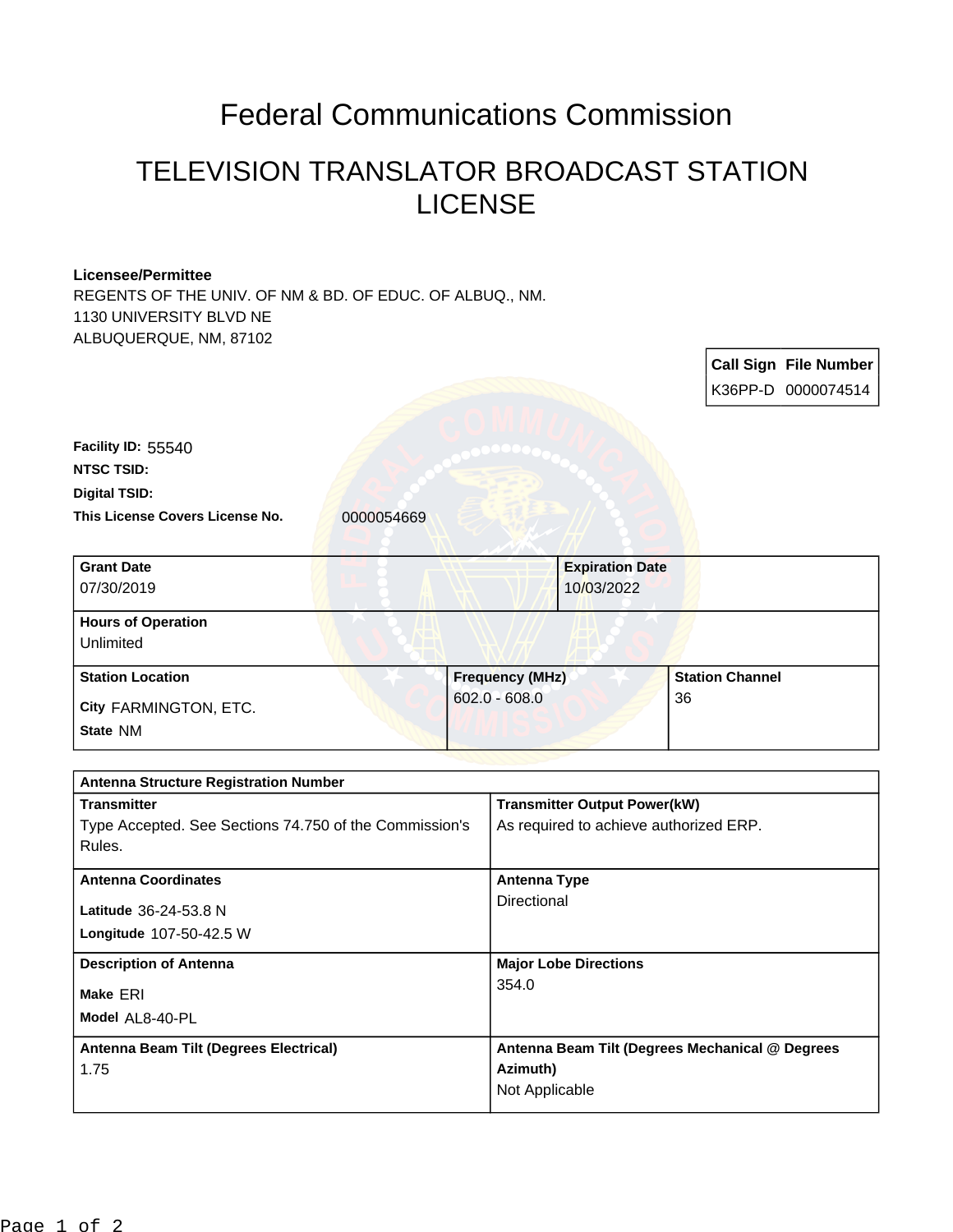# Federal Communications Commission

## TELEVISION TRANSLATOR BROADCAST STATION LICENSE

**Licensee/Permittee**
REGENTS OF THE UNIV. OF NM & BD. OF EDUC. OF ALBUQ., NM.
1130 UNIVERSITY BLVD NE
ALBUQUERQUE, NM, 87102

| Call Sign | File Number |
| --- | --- |
| K36PP-D | 0000074514 |

**Facility ID:** 55540
**NTSC TSID:**
**Digital TSID:**
**This License Covers License No.** 0000054669

| Grant Date | Expiration Date |
| --- | --- |
| 07/30/2019 | 10/03/2022 |

| Hours of Operation |
| --- |
| Unlimited |

| Station Location | Frequency (MHz) | Station Channel |
| --- | --- | --- |
| City FARMINGTON, ETC.<br>State NM | 602.0 - 608.0 | 36 |

| Antenna Structure Registration Number | |
| --- | --- |
| **Transmitter**<br>Type Accepted. See Sections 74.750 of the Commission's Rules. | **Transmitter Output Power(kW)**<br>As required to achieve authorized ERP. |
| **Antenna Coordinates**<br>Latitude 36-24-53.8 N<br>Longitude 107-50-42.5 W | **Antenna Type**<br>Directional |
| **Description of Antenna**<br>Make ERI<br>Model AL8-40-PL | **Major Lobe Directions**<br>354.0 |
| **Antenna Beam Tilt (Degrees Electrical)**<br>1.75 | **Antenna Beam Tilt (Degrees Mechanical @ Degrees Azimuth)**<br>Not Applicable |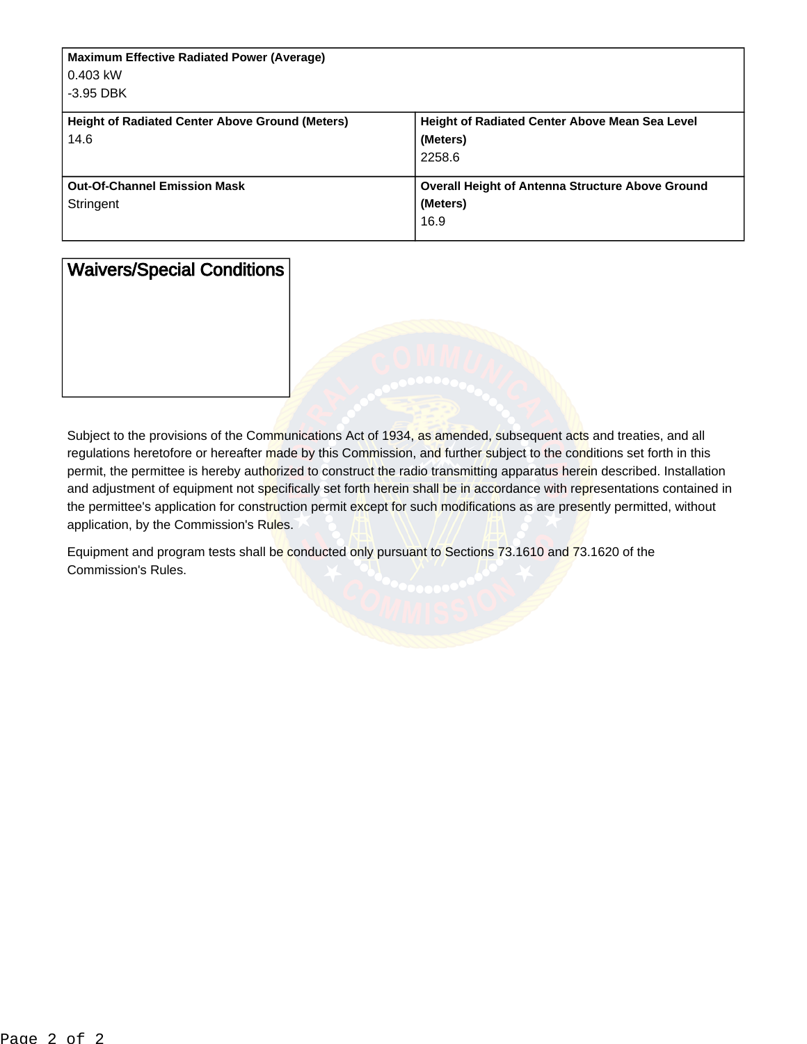| | |
|---|---|
| **Maximum Effective Radiated Power (Average)**<br>0.403 kW<br>-3.95 DBK | |
| **Height of Radiated Center Above Ground (Meters)**<br>14.6 | **Height of Radiated Center Above Mean Sea Level (Meters)**<br>2258.6 |
| **Out-Of-Channel Emission Mask**<br>Stringent | **Overall Height of Antenna Structure Above Ground (Meters)**<br>16.9 |

## Waivers/Special Conditions

Subject to the provisions of the Communications Act of 1934, as amended, subsequent acts and treaties, and all regulations heretofore or hereafter made by this Commission, and further subject to the conditions set forth in this permit, the permittee is hereby authorized to construct the radio transmitting apparatus herein described. Installation and adjustment of equipment not specifically set forth herein shall be in accordance with representations contained in the permittee's application for construction permit except for such modifications as are presently permitted, without application, by the Commission's Rules.

Equipment and program tests shall be conducted only pursuant to Sections 73.1610 and 73.1620 of the Commission's Rules.